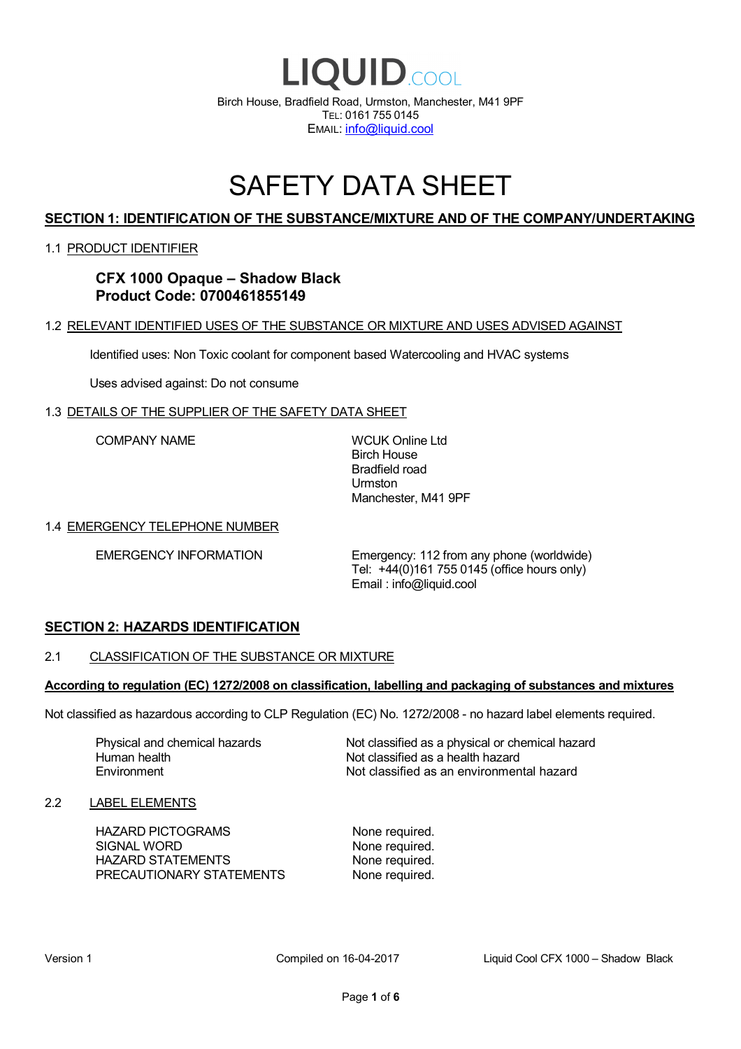# LIQUID.COOL

Birch House, Bradfield Road, Urmston, Manchester, M41 9PF
TEL: 0161 755 0145
EMAIL: info@liquid.cool

# SAFETY DATA SHEET

## SECTION 1: IDENTIFICATION OF THE SUBSTANCE/MIXTURE AND OF THE COMPANY/UNDERTAKING

### 1.1 PRODUCT IDENTIFIER

**CFX 1000 Opaque – Shadow Black**
**Product Code: 0700461855149**

### 1.2 RELEVANT IDENTIFIED USES OF THE SUBSTANCE OR MIXTURE AND USES ADVISED AGAINST

Identified uses: Non Toxic coolant for component based Watercooling and HVAC systems

Uses advised against: Do not consume

### 1.3 DETAILS OF THE SUPPLIER OF THE SAFETY DATA SHEET

| | |
|---|---|
| COMPANY NAME | WCUK Online Ltd<br>Birch House<br>Bradfield road<br>Urmston<br>Manchester, M41 9PF |

### 1.4 EMERGENCY TELEPHONE NUMBER

| | |
|---|---|
| EMERGENCY INFORMATION | Emergency: 112 from any phone (worldwide)<br>Tel: +44(0)161 755 0145 (office hours only)<br>Email : info@liquid.cool |

## SECTION 2: HAZARDS IDENTIFICATION

### 2.1 CLASSIFICATION OF THE SUBSTANCE OR MIXTURE

**According to regulation (EC) 1272/2008 on classification, labelling and packaging of substances and mixtures**

Not classified as hazardous according to CLP Regulation (EC) No. 1272/2008 - no hazard label elements required.

| | |
|---|---|
| Physical and chemical hazards | Not classified as a physical or chemical hazard |
| Human health | Not classified as a health hazard |
| Environment | Not classified as an environmental hazard |

### 2.2 LABEL ELEMENTS

| | |
|---|---|
| HAZARD PICTOGRAMS | None required. |
| SIGNAL WORD | None required. |
| HAZARD STATEMENTS | None required. |
| PRECAUTIONARY STATEMENTS | None required. |

Version 1 | Compiled on 16-04-2017 | Liquid Cool CFX 1000 – Shadow Black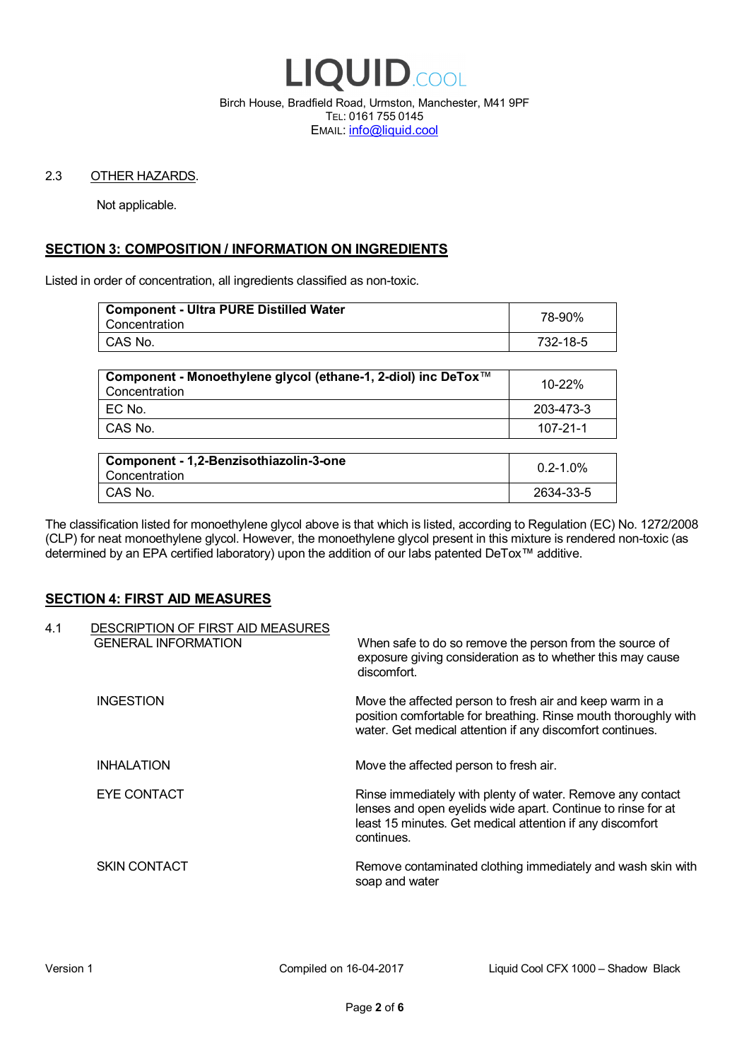2.3 OTHER HAZARDS.

Not applicable.

## SECTION 3: COMPOSITION / INFORMATION ON INGREDIENTS

Listed in order of concentration, all ingredients classified as non-toxic.

| **Component - Ultra PURE Distilled Water** Concentration | 78-90% |
|---|---|
| CAS No. | 732-18-5 |

| **Component - Monoethylene glycol (ethane-1, 2-diol) inc DeTox™** Concentration | 10-22% |
|---|---|
| EC No. | 203-473-3 |
| CAS No. | 107-21-1 |

| **Component - 1,2-Benzisothiazolin-3-one** Concentration | 0.2-1.0% |
|---|---|
| CAS No. | 2634-33-5 |

The classification listed for monoethylene glycol above is that which is listed, according to Regulation (EC) No. 1272/2008 (CLP) for neat monoethylene glycol. However, the monoethylene glycol present in this mixture is rendered non-toxic (as determined by an EPA certified laboratory) upon the addition of our labs patented DeTox™ additive.

## SECTION 4: FIRST AID MEASURES

4.1 DESCRIPTION OF FIRST AID MEASURES

GENERAL INFORMATION
: When safe to do so remove the person from the source of exposure giving consideration as to whether this may cause discomfort.

INGESTION
: Move the affected person to fresh air and keep warm in a position comfortable for breathing. Rinse mouth thoroughly with water. Get medical attention if any discomfort continues.

INHALATION
: Move the affected person to fresh air.

EYE CONTACT
: Rinse immediately with plenty of water. Remove any contact lenses and open eyelids wide apart. Continue to rinse for at least 15 minutes. Get medical attention if any discomfort continues.

SKIN CONTACT
: Remove contaminated clothing immediately and wash skin with soap and water

Version 1 Compiled on 16-04-2017 Liquid Cool CFX 1000 – Shadow Black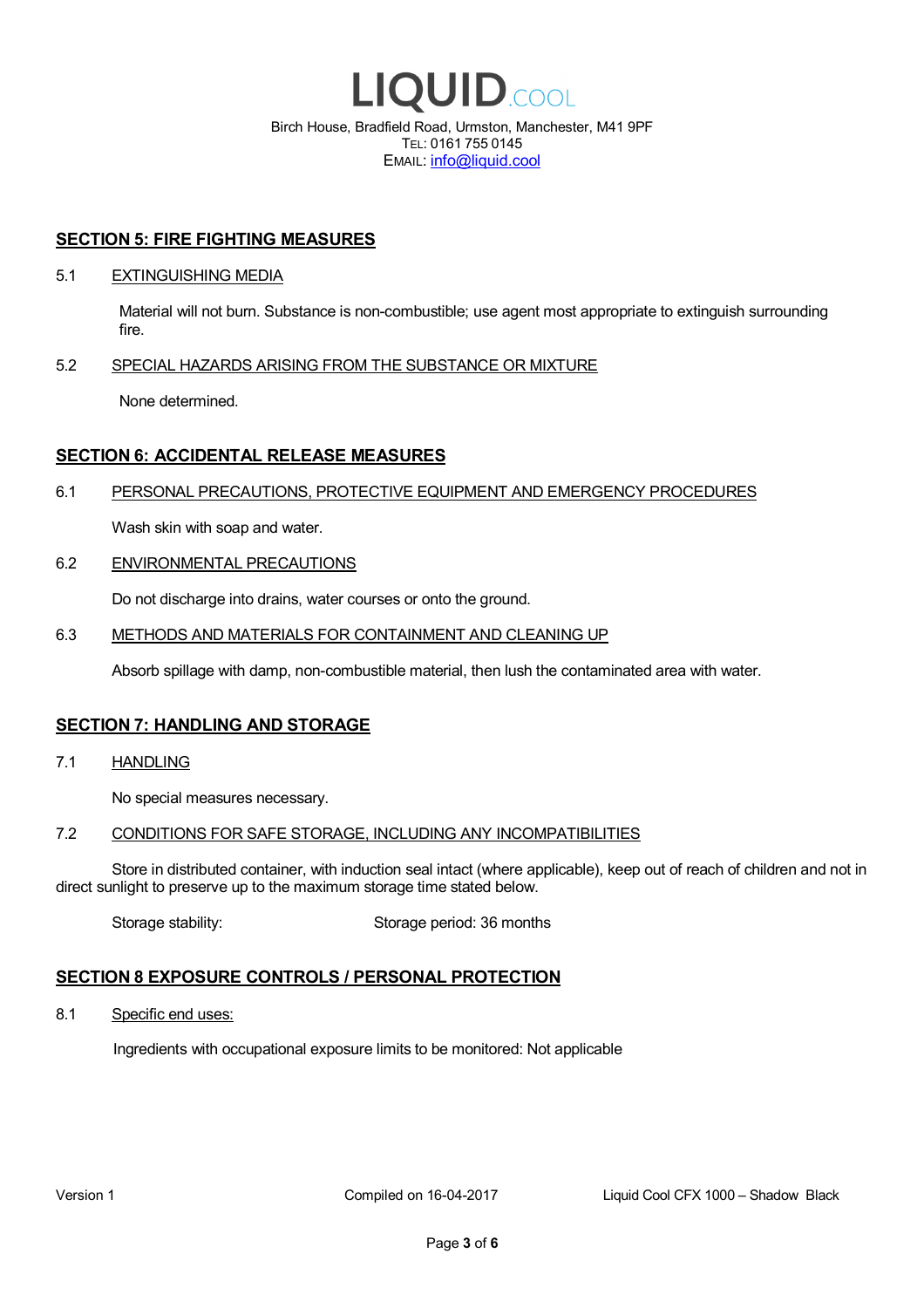## SECTION 5: FIRE FIGHTING MEASURES

5.1 EXTINGUISHING MEDIA

Material will not burn. Substance is non-combustible; use agent most appropriate to extinguish surrounding fire.

5.2 SPECIAL HAZARDS ARISING FROM THE SUBSTANCE OR MIXTURE

None determined.

## SECTION 6: ACCIDENTAL RELEASE MEASURES

6.1 PERSONAL PRECAUTIONS, PROTECTIVE EQUIPMENT AND EMERGENCY PROCEDURES

Wash skin with soap and water.

6.2 ENVIRONMENTAL PRECAUTIONS

Do not discharge into drains, water courses or onto the ground.

6.3 METHODS AND MATERIALS FOR CONTAINMENT AND CLEANING UP

Absorb spillage with damp, non-combustible material, then lush the contaminated area with water.

## SECTION 7: HANDLING AND STORAGE

7.1 HANDLING

No special measures necessary.

7.2 CONDITIONS FOR SAFE STORAGE, INCLUDING ANY INCOMPATIBILITIES

Store in distributed container, with induction seal intact (where applicable), keep out of reach of children and not in direct sunlight to preserve up to the maximum storage time stated below.

Storage stability: Storage period: 36 months

## SECTION 8 EXPOSURE CONTROLS / PERSONAL PROTECTION

8.1 Specific end uses:

Ingredients with occupational exposure limits to be monitored: Not applicable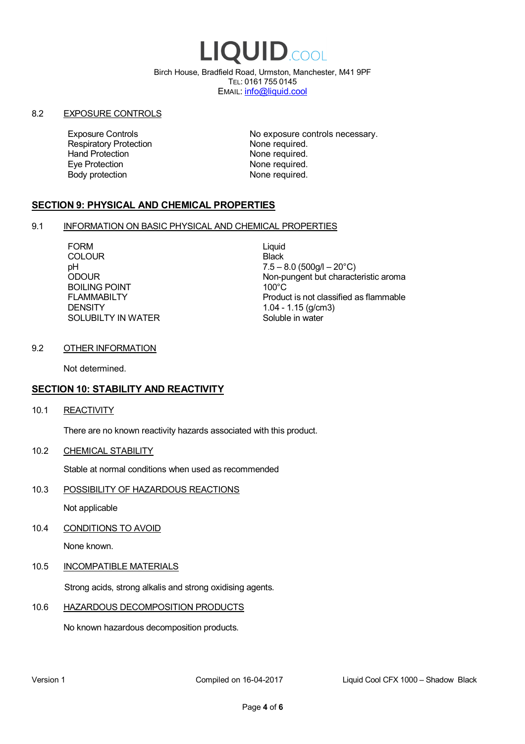# LIQUID.COOL

Birch House, Bradfield Road, Urmston, Manchester, M41 9PF
TEL: 0161 755 0145
EMAIL: info@liquid.cool

8.2 EXPOSURE CONTROLS

| | |
|---|---|
| Exposure Controls | No exposure controls necessary. |
| Respiratory Protection | None required. |
| Hand Protection | None required. |
| Eye Protection | None required. |
| Body protection | None required. |

## SECTION 9: PHYSICAL AND CHEMICAL PROPERTIES

9.1 INFORMATION ON BASIC PHYSICAL AND CHEMICAL PROPERTIES

| | |
|---|---|
| FORM | Liquid |
| COLOUR | Black |
| pH | 7.5 – 8.0 (500g/l – 20°C) |
| ODOUR | Non-pungent but characteristic aroma |
| BOILING POINT | 100°C |
| FLAMMABILTY | Product is not classified as flammable |
| DENSITY | 1.04 - 1.15 (g/cm3) |
| SOLUBILTY IN WATER | Soluble in water |

9.2 OTHER INFORMATION

Not determined.

## SECTION 10: STABILITY AND REACTIVITY

10.1 REACTIVITY

There are no known reactivity hazards associated with this product.

10.2 CHEMICAL STABILITY

Stable at normal conditions when used as recommended

10.3 POSSIBILITY OF HAZARDOUS REACTIONS

Not applicable

10.4 CONDITIONS TO AVOID

None known.

10.5 INCOMPATIBLE MATERIALS

Strong acids, strong alkalis and strong oxidising agents.

10.6 HAZARDOUS DECOMPOSITION PRODUCTS

No known hazardous decomposition products.

Version 1 Compiled on 16-04-2017 Liquid Cool CFX 1000 – Shadow Black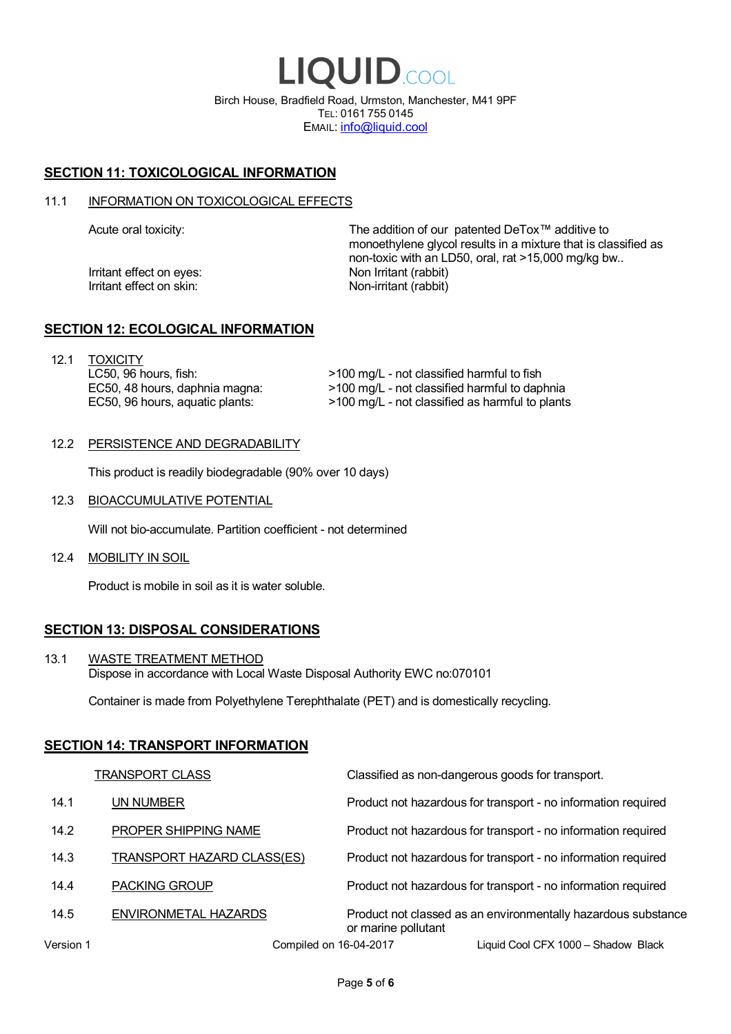## SECTION 11: TOXICOLOGICAL INFORMATION

### 11.1 INFORMATION ON TOXICOLOGICAL EFFECTS

| | |
|---|---|
| Acute oral toxicity: | The addition of our patented DeTox™ additive to monoethylene glycol results in a mixture that is classified as non-toxic with an LD50, oral, rat >15,000 mg/kg bw.. |
| Irritant effect on eyes: | Non Irritant (rabbit) |
| Irritant effect on skin: | Non-irritant (rabbit) |

## SECTION 12: ECOLOGICAL INFORMATION

### 12.1 TOXICITY

| | |
|---|---|
| LC50, 96 hours, fish: | >100 mg/L - not classified harmful to fish |
| EC50, 48 hours, daphnia magna: | >100 mg/L - not classified harmful to daphnia |
| EC50, 96 hours, aquatic plants: | >100 mg/L - not classified as harmful to plants |

### 12.2 PERSISTENCE AND DEGRADABILITY

This product is readily biodegradable (90% over 10 days)

### 12.3 BIOACCUMULATIVE POTENTIAL

Will not bio-accumulate. Partition coefficient - not determined

### 12.4 MOBILITY IN SOIL

Product is mobile in soil as it is water soluble.

## SECTION 13: DISPOSAL CONSIDERATIONS

### 13.1 WASTE TREATMENT METHOD

Dispose in accordance with Local Waste Disposal Authority EWC no:070101

Container is made from Polyethylene Terephthalate (PET) and is domestically recycling.

## SECTION 14: TRANSPORT INFORMATION

| | | |
|---|---|---|
| | TRANSPORT CLASS | Classified as non-dangerous goods for transport. |
| 14.1 | UN NUMBER | Product not hazardous for transport - no information required |
| 14.2 | PROPER SHIPPING NAME | Product not hazardous for transport - no information required |
| 14.3 | TRANSPORT HAZARD CLASS(ES) | Product not hazardous for transport - no information required |
| 14.4 | PACKING GROUP | Product not hazardous for transport - no information required |
| 14.5 | ENVIRONMETAL HAZARDS | Product not classed as an environmentally hazardous substance or marine pollutant |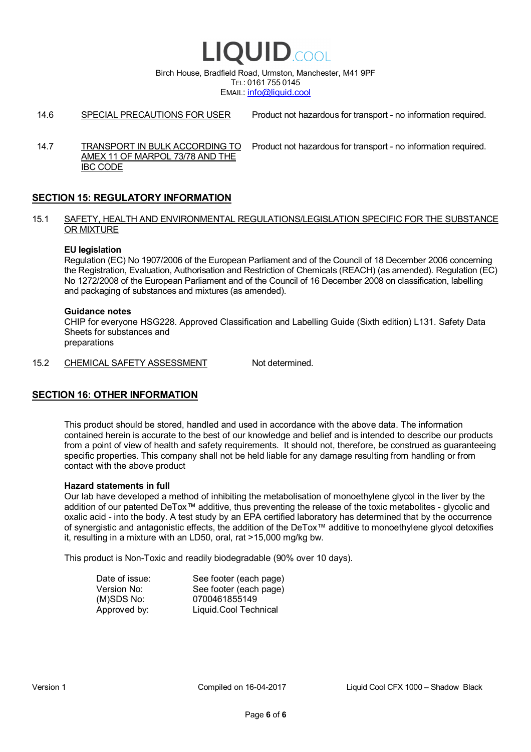14.6 SPECIAL PRECAUTIONS FOR USER — Product not hazardous for transport - no information required.

14.7 TRANSPORT IN BULK ACCORDING TO AMEX 11 OF MARPOL 73/78 AND THE IBC CODE — Product not hazardous for transport - no information required.

## SECTION 15: REGULATORY INFORMATION

15.1 SAFETY, HEALTH AND ENVIRONMENTAL REGULATIONS/LEGISLATION SPECIFIC FOR THE SUBSTANCE OR MIXTURE

**EU legislation**
Regulation (EC) No 1907/2006 of the European Parliament and of the Council of 18 December 2006 concerning the Registration, Evaluation, Authorisation and Restriction of Chemicals (REACH) (as amended). Regulation (EC) No 1272/2008 of the European Parliament and of the Council of 16 December 2008 on classification, labelling and packaging of substances and mixtures (as amended).

**Guidance notes**
CHIP for everyone HSG228. Approved Classification and Labelling Guide (Sixth edition) L131. Safety Data Sheets for substances and preparations

15.2 CHEMICAL SAFETY ASSESSMENT — Not determined.

## SECTION 16: OTHER INFORMATION

This product should be stored, handled and used in accordance with the above data. The information contained herein is accurate to the best of our knowledge and belief and is intended to describe our products from a point of view of health and safety requirements. It should not, therefore, be construed as guaranteeing specific properties. This company shall not be held liable for any damage resulting from handling or from contact with the above product

**Hazard statements in full**
Our lab have developed a method of inhibiting the metabolisation of monoethylene glycol in the liver by the addition of our patented DeTox™ additive, thus preventing the release of the toxic metabolites - glycolic and oxalic acid - into the body. A test study by an EPA certified laboratory has determined that by the occurrence of synergistic and antagonistic effects, the addition of the DeTox™ additive to monoethylene glycol detoxifies it, resulting in a mixture with an LD50, oral, rat >15,000 mg/kg bw.

This product is Non-Toxic and readily biodegradable (90% over 10 days).

| | |
|---|---|
| Date of issue: | See footer (each page) |
| Version No: | See footer (each page) |
| (M)SDS No: | 0700461855149 |
| Approved by: | Liquid.Cool Technical |